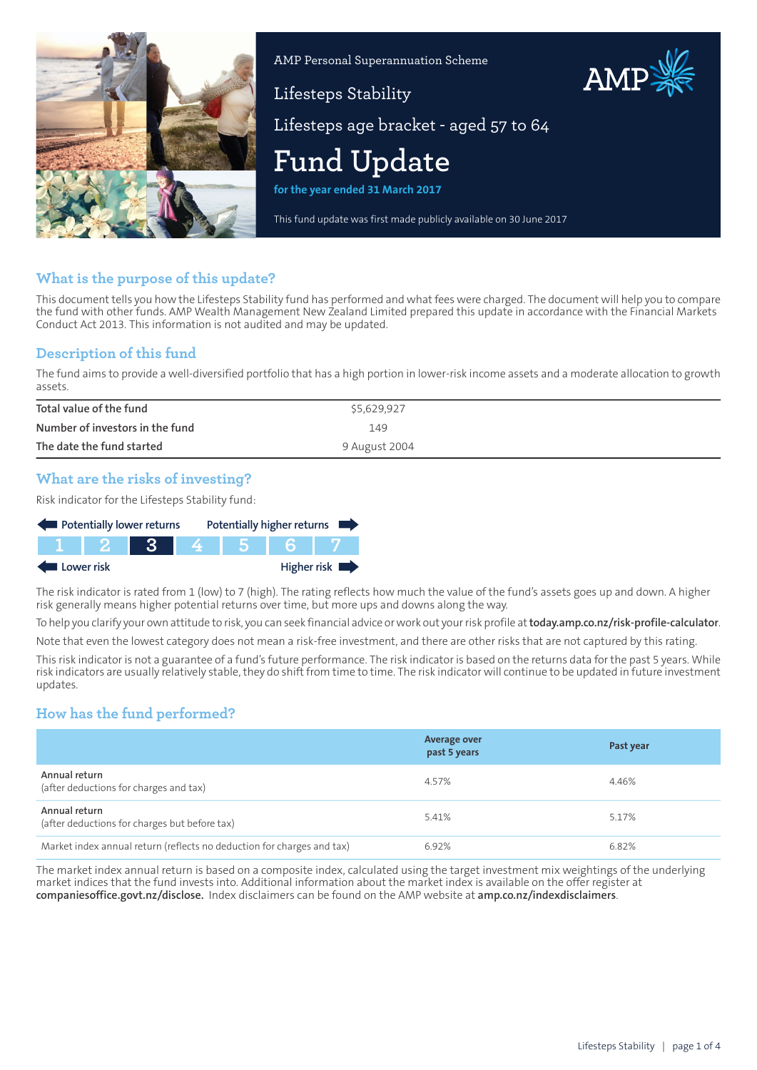AMP Personal Superannuation Scheme

Lifesteps Stability

Lifesteps age bracket - aged 57 to 64

# Fund Update

**for the year ended 31 March 2017**

This fund update was first made publicly available on 30 June 2017

## What is the purpose of this update?

This document tells you how the Lifesteps Stability fund has performed and what fees were charged. The document will help you to compare the fund with other funds. AMP Wealth Management New Zealand Limited prepared this update in accordance with the Financial Markets Conduct Act 2013. This information is not audited and may be updated.

## Description of this fund

The fund aims to provide a well-diversified portfolio that has a high portion in lower-risk income assets and a moderate allocation to growth assets.

| | |
|---|---|
| Total value of the fund | $5,629,927 |
| Number of investors in the fund | 149 |
| The date the fund started | 9 August 2004 |

## What are the risks of investing?

Risk indicator for the Lifesteps Stability fund:

Potentially lower returns — Potentially higher returns

| 1 | 2 | **3** | 4 | 5 | 6 | 7 |
|---|---|---|---|---|---|---|

Lower risk — Higher risk

The risk indicator is rated from 1 (low) to 7 (high). The rating reflects how much the value of the fund's assets goes up and down. A higher risk generally means higher potential returns over time, but more ups and downs along the way.

To help you clarify your own attitude to risk, you can seek financial advice or work out your risk profile at **today.amp.co.nz/risk-profile-calculator**.

Note that even the lowest category does not mean a risk-free investment, and there are other risks that are not captured by this rating.

This risk indicator is not a guarantee of a fund's future performance. The risk indicator is based on the returns data for the past 5 years. While risk indicators are usually relatively stable, they do shift from time to time. The risk indicator will continue to be updated in future investment updates.

## How has the fund performed?

| | Average over past 5 years | Past year |
|---|---|---|
| Annual return<br>(after deductions for charges and tax) | 4.57% | 4.46% |
| Annual return<br>(after deductions for charges but before tax) | 5.41% | 5.17% |
| Market index annual return (reflects no deduction for charges and tax) | 6.92% | 6.82% |

The market index annual return is based on a composite index, calculated using the target investment mix weightings of the underlying market indices that the fund invests into. Additional information about the market index is available on the offer register at **companiesoffice.govt.nz/disclose.** Index disclaimers can be found on the AMP website at **amp.co.nz/indexdisclaimers**.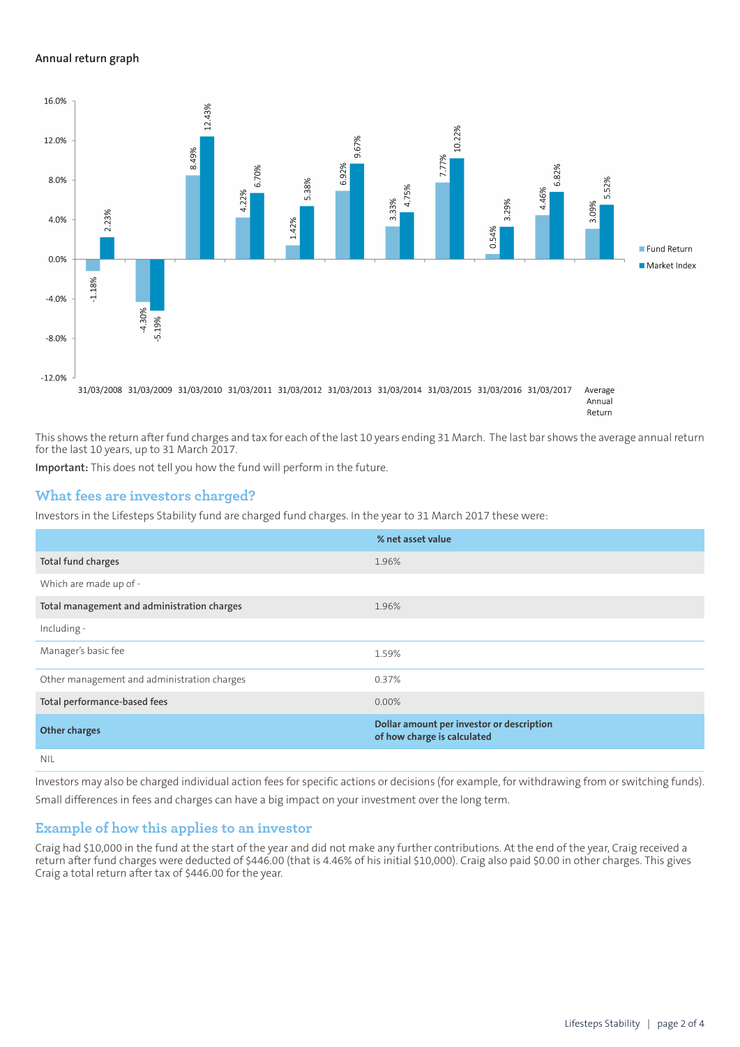### Annual return graph

| | Fund Return | Market Index |
|---|---|---|
| 31/03/2008 | -1.18% | 2.23% |
| 31/03/2009 | -4.30% | -5.19% |
| 31/03/2010 | 8.49% | 12.43% |
| 31/03/2011 | 4.22% | 6.70% |
| 31/03/2012 | 1.42% | 5.38% |
| 31/03/2013 | 6.92% | 9.67% |
| 31/03/2014 | 3.33% | 4.75% |
| 31/03/2015 | 7.77% | 10.22% |
| 31/03/2016 | 0.54% | 3.29% |
| 31/03/2017 | 4.46% | 6.82% |
| Average Annual Return | 3.09% | 5.52% |

This shows the return after fund charges and tax for each of the last 10 years ending 31 March. The last bar shows the average annual return for the last 10 years, up to 31 March 2017.

**Important:** This does not tell you how the fund will perform in the future.

## What fees are investors charged?

Investors in the Lifesteps Stability fund are charged fund charges. In the year to 31 March 2017 these were:

| | % net asset value |
|---|---|
| **Total fund charges** | 1.96% |
| Which are made up of - | |
| **Total management and administration charges** | 1.96% |
| Including - | |
| Manager's basic fee | 1.59% |
| Other management and administration charges | 0.37% |
| **Total performance-based fees** | 0.00% |
| **Other charges** | **Dollar amount per investor or description of how charge is calculated** |
| NIL | |

Investors may also be charged individual action fees for specific actions or decisions (for example, for withdrawing from or switching funds).

Small differences in fees and charges can have a big impact on your investment over the long term.

## Example of how this applies to an investor

Craig had $10,000 in the fund at the start of the year and did not make any further contributions. At the end of the year, Craig received a return after fund charges were deducted of $446.00 (that is 4.46% of his initial $10,000). Craig also paid $0.00 in other charges. This gives Craig a total return after tax of $446.00 for the year.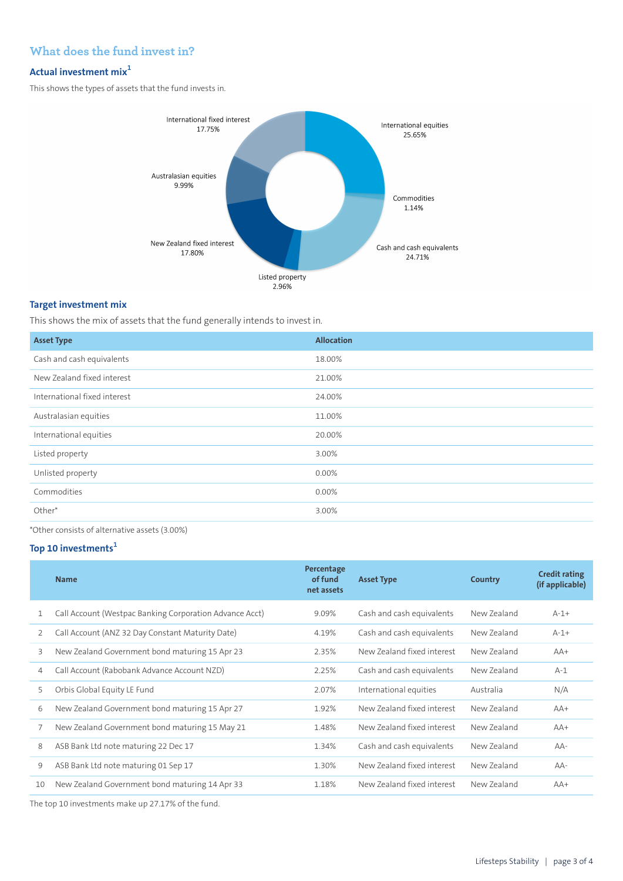## What does the fund invest in?

### Actual investment mix[1]

This shows the types of assets that the fund invests in.

International fixed interest 17.75%

International equities 25.65%

Australasian equities 9.99%

Commodities 1.14%

New Zealand fixed interest 17.80%

Cash and cash equivalents 24.71%

Listed property 2.96%

### Target investment mix

This shows the mix of assets that the fund generally intends to invest in.

| Asset Type | Allocation |
|---|---|
| Cash and cash equivalents | 18.00% |
| New Zealand fixed interest | 21.00% |
| International fixed interest | 24.00% |
| Australasian equities | 11.00% |
| International equities | 20.00% |
| Listed property | 3.00% |
| Unlisted property | 0.00% |
| Commodities | 0.00% |
| Other* | 3.00% |

*Other consists of alternative assets (3.00%)

### Top 10 investments[1]

| | Name | Percentage of fund net assets | Asset Type | Country | Credit rating (if applicable) |
|---|---|---|---|---|---|
| 1 | Call Account (Westpac Banking Corporation Advance Acct) | 9.09% | Cash and cash equivalents | New Zealand | A-1+ |
| 2 | Call Account (ANZ 32 Day Constant Maturity Date) | 4.19% | Cash and cash equivalents | New Zealand | A-1+ |
| 3 | New Zealand Government bond maturing 15 Apr 23 | 2.35% | New Zealand fixed interest | New Zealand | AA+ |
| 4 | Call Account (Rabobank Advance Account NZD) | 2.25% | Cash and cash equivalents | New Zealand | A-1 |
| 5 | Orbis Global Equity LE Fund | 2.07% | International equities | Australia | N/A |
| 6 | New Zealand Government bond maturing 15 Apr 27 | 1.92% | New Zealand fixed interest | New Zealand | AA+ |
| 7 | New Zealand Government bond maturing 15 May 21 | 1.48% | New Zealand fixed interest | New Zealand | AA+ |
| 8 | ASB Bank Ltd note maturing 22 Dec 17 | 1.34% | Cash and cash equivalents | New Zealand | AA- |
| 9 | ASB Bank Ltd note maturing 01 Sep 17 | 1.30% | New Zealand fixed interest | New Zealand | AA- |
| 10 | New Zealand Government bond maturing 14 Apr 33 | 1.18% | New Zealand fixed interest | New Zealand | AA+ |

The top 10 investments make up 27.17% of the fund.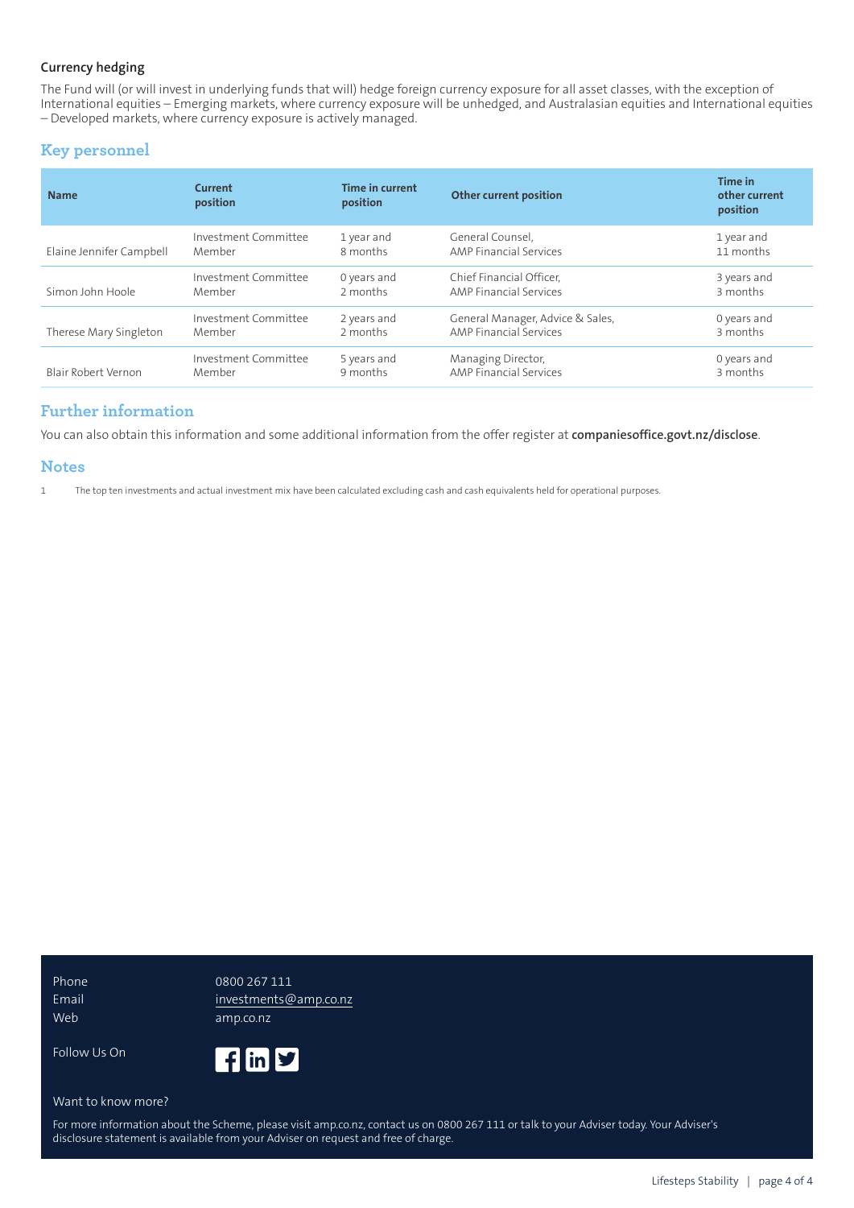### Currency hedging

The Fund will (or will invest in underlying funds that will) hedge foreign currency exposure for all asset classes, with the exception of International equities – Emerging markets, where currency exposure will be unhedged, and Australasian equities and International equities – Developed markets, where currency exposure is actively managed.

## Key personnel

| Name | Current position | Time in current position | Other current position | Time in other current position |
|---|---|---|---|---|
| Elaine Jennifer Campbell | Investment Committee Member | 1 year and 8 months | General Counsel, AMP Financial Services | 1 year and 11 months |
| Simon John Hoole | Investment Committee Member | 0 years and 2 months | Chief Financial Officer, AMP Financial Services | 3 years and 3 months |
| Therese Mary Singleton | Investment Committee Member | 2 years and 2 months | General Manager, Advice & Sales, AMP Financial Services | 0 years and 3 months |
| Blair Robert Vernon | Investment Committee Member | 5 years and 9 months | Managing Director, AMP Financial Services | 0 years and 3 months |

## Further information

You can also obtain this information and some additional information from the offer register at **companiesoffice.govt.nz/disclose**.

## Notes

1 The top ten investments and actual investment mix have been calculated excluding cash and cash equivalents held for operational purposes.

Phone 0800 267 111
Email investments@amp.co.nz
Web amp.co.nz

Follow Us On

Want to know more?

For more information about the Scheme, please visit amp.co.nz, contact us on 0800 267 111 or talk to your Adviser today. Your Adviser's disclosure statement is available from your Adviser on request and free of charge.